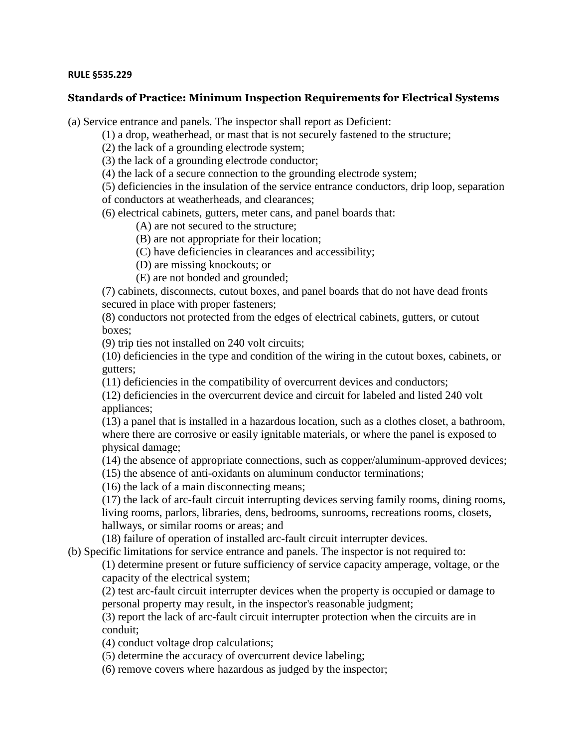**RULE §535.229**

### Standards of Practice: Minimum Inspection Requirements for Electrical Systems

(a) Service entrance and panels. The inspector shall report as Deficient:

(1) a drop, weatherhead, or mast that is not securely fastened to the structure;

(2) the lack of a grounding electrode system;

(3) the lack of a grounding electrode conductor;

(4) the lack of a secure connection to the grounding electrode system;

(5) deficiencies in the insulation of the service entrance conductors, drip loop, separation of conductors at weatherheads, and clearances;

(6) electrical cabinets, gutters, meter cans, and panel boards that:

(A) are not secured to the structure;

(B) are not appropriate for their location;

(C) have deficiencies in clearances and accessibility;

(D) are missing knockouts; or

(E) are not bonded and grounded;

(7) cabinets, disconnects, cutout boxes, and panel boards that do not have dead fronts secured in place with proper fasteners;

(8) conductors not protected from the edges of electrical cabinets, gutters, or cutout boxes;

(9) trip ties not installed on 240 volt circuits;

(10) deficiencies in the type and condition of the wiring in the cutout boxes, cabinets, or gutters;

(11) deficiencies in the compatibility of overcurrent devices and conductors;

(12) deficiencies in the overcurrent device and circuit for labeled and listed 240 volt appliances;

(13) a panel that is installed in a hazardous location, such as a clothes closet, a bathroom, where there are corrosive or easily ignitable materials, or where the panel is exposed to physical damage;

(14) the absence of appropriate connections, such as copper/aluminum-approved devices;

(15) the absence of anti-oxidants on aluminum conductor terminations;

(16) the lack of a main disconnecting means;

(17) the lack of arc-fault circuit interrupting devices serving family rooms, dining rooms, living rooms, parlors, libraries, dens, bedrooms, sunrooms, recreations rooms, closets, hallways, or similar rooms or areas; and

(18) failure of operation of installed arc-fault circuit interrupter devices.

(b) Specific limitations for service entrance and panels. The inspector is not required to:

(1) determine present or future sufficiency of service capacity amperage, voltage, or the capacity of the electrical system;

(2) test arc-fault circuit interrupter devices when the property is occupied or damage to personal property may result, in the inspector's reasonable judgment;

(3) report the lack of arc-fault circuit interrupter protection when the circuits are in conduit;

(4) conduct voltage drop calculations;

(5) determine the accuracy of overcurrent device labeling;

(6) remove covers where hazardous as judged by the inspector;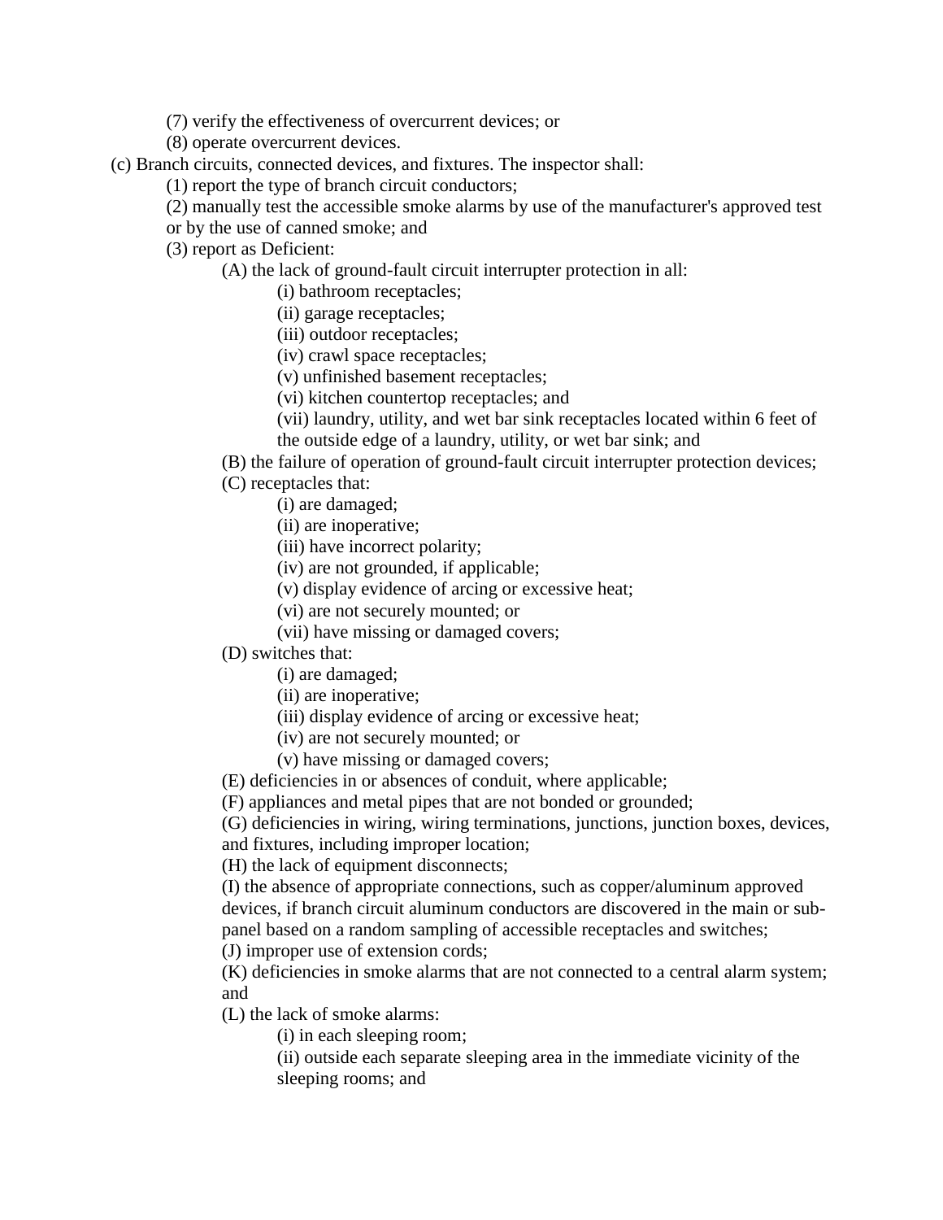(7) verify the effectiveness of overcurrent devices; or

(8) operate overcurrent devices.

(c) Branch circuits, connected devices, and fixtures. The inspector shall:

(1) report the type of branch circuit conductors;

(2) manually test the accessible smoke alarms by use of the manufacturer's approved test or by the use of canned smoke; and

(3) report as Deficient:

(A) the lack of ground-fault circuit interrupter protection in all:

(i) bathroom receptacles;

(ii) garage receptacles;

(iii) outdoor receptacles;

(iv) crawl space receptacles;

(v) unfinished basement receptacles;

(vi) kitchen countertop receptacles; and

(vii) laundry, utility, and wet bar sink receptacles located within 6 feet of the outside edge of a laundry, utility, or wet bar sink; and

(B) the failure of operation of ground-fault circuit interrupter protection devices;

(C) receptacles that:

(i) are damaged;

(ii) are inoperative;

(iii) have incorrect polarity;

(iv) are not grounded, if applicable;

(v) display evidence of arcing or excessive heat;

(vi) are not securely mounted; or

(vii) have missing or damaged covers;

(D) switches that:

(i) are damaged;

(ii) are inoperative;

(iii) display evidence of arcing or excessive heat;

(iv) are not securely mounted; or

(v) have missing or damaged covers;

(E) deficiencies in or absences of conduit, where applicable;

(F) appliances and metal pipes that are not bonded or grounded;

(G) deficiencies in wiring, wiring terminations, junctions, junction boxes, devices, and fixtures, including improper location;

(H) the lack of equipment disconnects;

(I) the absence of appropriate connections, such as copper/aluminum approved devices, if branch circuit aluminum conductors are discovered in the main or sub-panel based on a random sampling of accessible receptacles and switches;

(J) improper use of extension cords;

(K) deficiencies in smoke alarms that are not connected to a central alarm system; and

(L) the lack of smoke alarms:

(i) in each sleeping room;

(ii) outside each separate sleeping area in the immediate vicinity of the sleeping rooms; and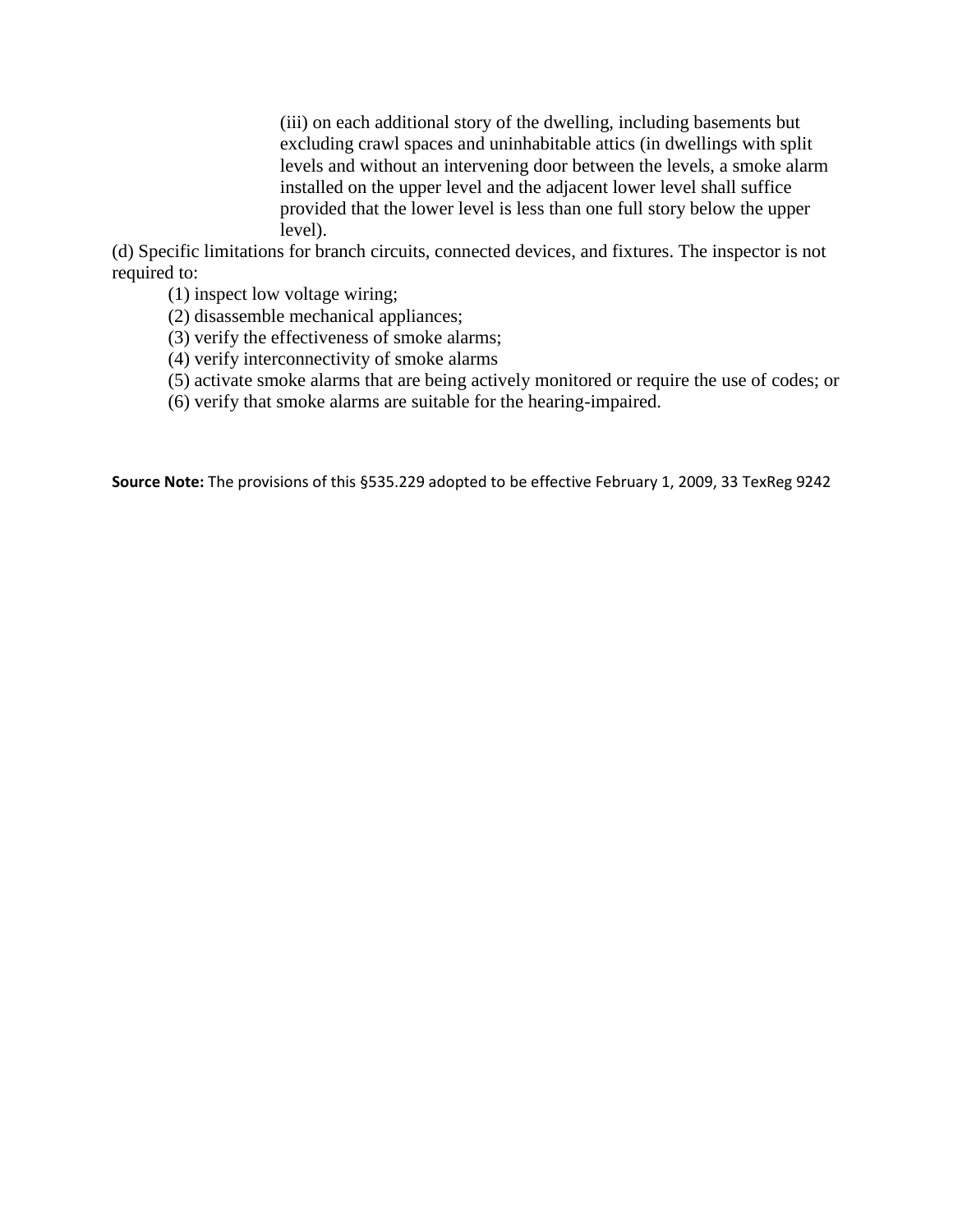(iii) on each additional story of the dwelling, including basements but excluding crawl spaces and uninhabitable attics (in dwellings with split levels and without an intervening door between the levels, a smoke alarm installed on the upper level and the adjacent lower level shall suffice provided that the lower level is less than one full story below the upper level).

(d) Specific limitations for branch circuits, connected devices, and fixtures. The inspector is not required to:

(1) inspect low voltage wiring;

(2) disassemble mechanical appliances;

(3) verify the effectiveness of smoke alarms;

(4) verify interconnectivity of smoke alarms

(5) activate smoke alarms that are being actively monitored or require the use of codes; or

(6) verify that smoke alarms are suitable for the hearing-impaired.

**Source Note:** The provisions of this §535.229 adopted to be effective February 1, 2009, 33 TexReg 9242